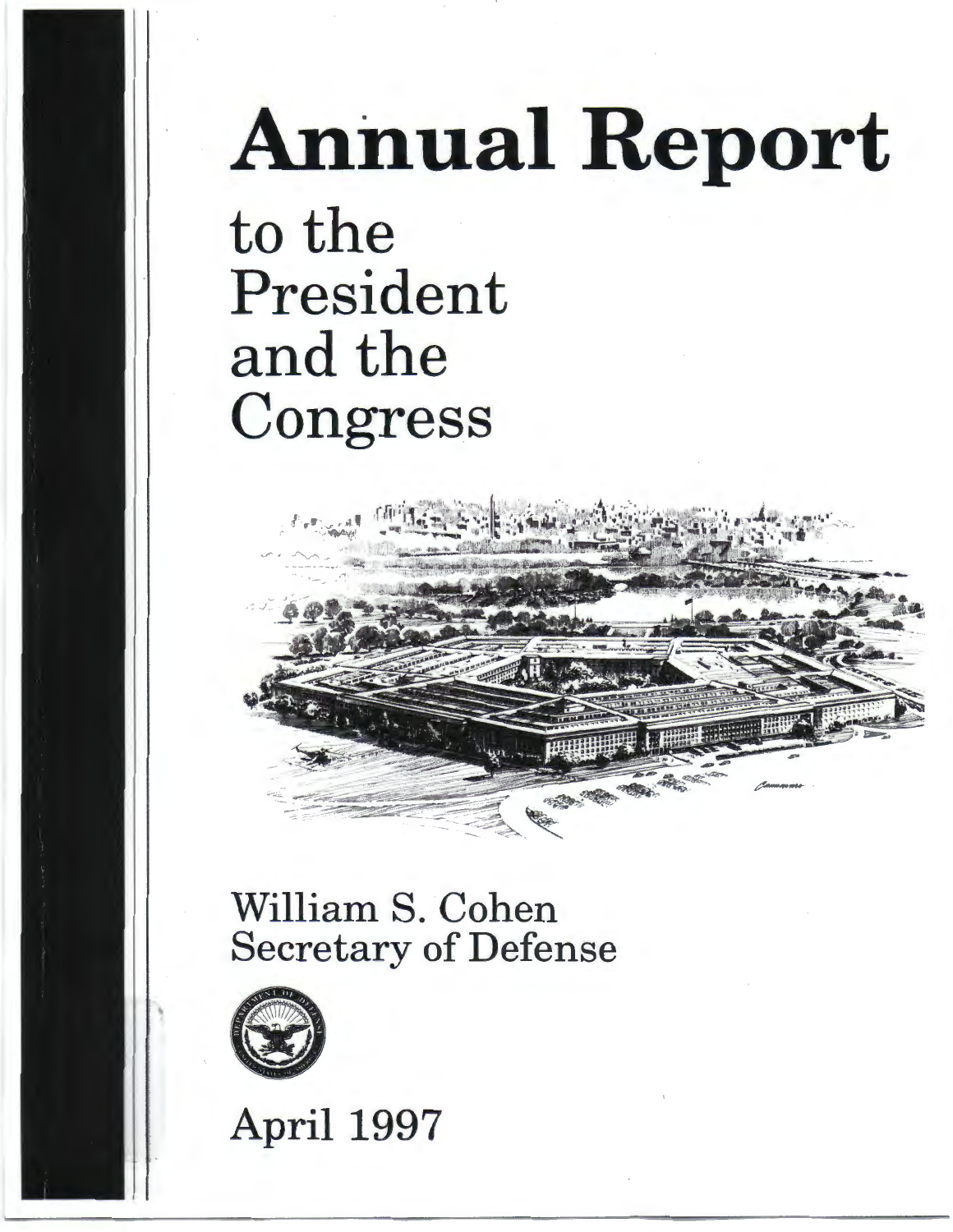# Annual Report

## to the President and the Congress

William S. Cohen
Secretary of Defense

April 1997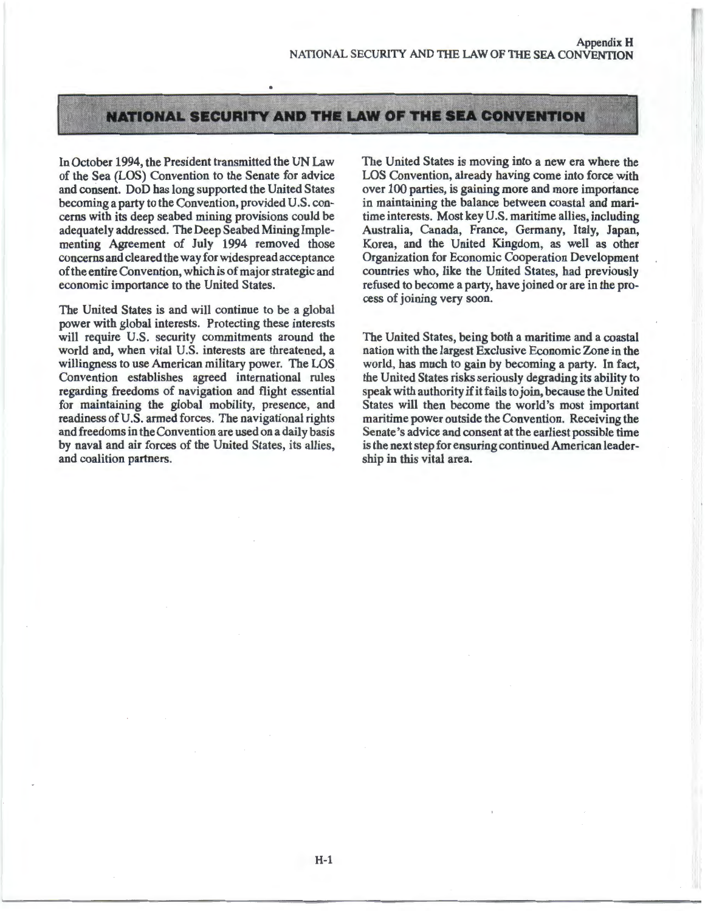# NATIONAL SECURITY AND THE LAW OF THE SEA CONVENTION

In October 1994, the President transmitted the UN Law of the Sea (LOS) Convention to the Senate for advice and consent. DoD has long supported the United States becoming a party to the Convention, provided U.S. concerns with its deep seabed mining provisions could be adequately addressed. The Deep Seabed Mining Implementing Agreement of July 1994 removed those concerns and cleared the way for widespread acceptance of the entire Convention, which is of major strategic and economic importance to the United States.

The United States is and will continue to be a global power with global interests. Protecting these interests will require U.S. security commitments around the world and, when vital U.S. interests are threatened, a willingness to use American military power. The LOS Convention establishes agreed international rules regarding freedoms of navigation and flight essential for maintaining the global mobility, presence, and readiness of U.S. armed forces. The navigational rights and freedoms in the Convention are used on a daily basis by naval and air forces of the United States, its allies, and coalition partners.

The United States is moving into a new era where the LOS Convention, already having come into force with over 100 parties, is gaining more and more importance in maintaining the balance between coastal and maritime interests. Most key U.S. maritime allies, including Australia, Canada, France, Germany, Italy, Japan, Korea, and the United Kingdom, as well as other Organization for Economic Cooperation Development countries who, like the United States, had previously refused to become a party, have joined or are in the process of joining very soon.

The United States, being both a maritime and a coastal nation with the largest Exclusive Economic Zone in the world, has much to gain by becoming a party. In fact, the United States risks seriously degrading its ability to speak with authority if it fails to join, because the United States will then become the world's most important maritime power outside the Convention. Receiving the Senate's advice and consent at the earliest possible time is the next step for ensuring continued American leadership in this vital area.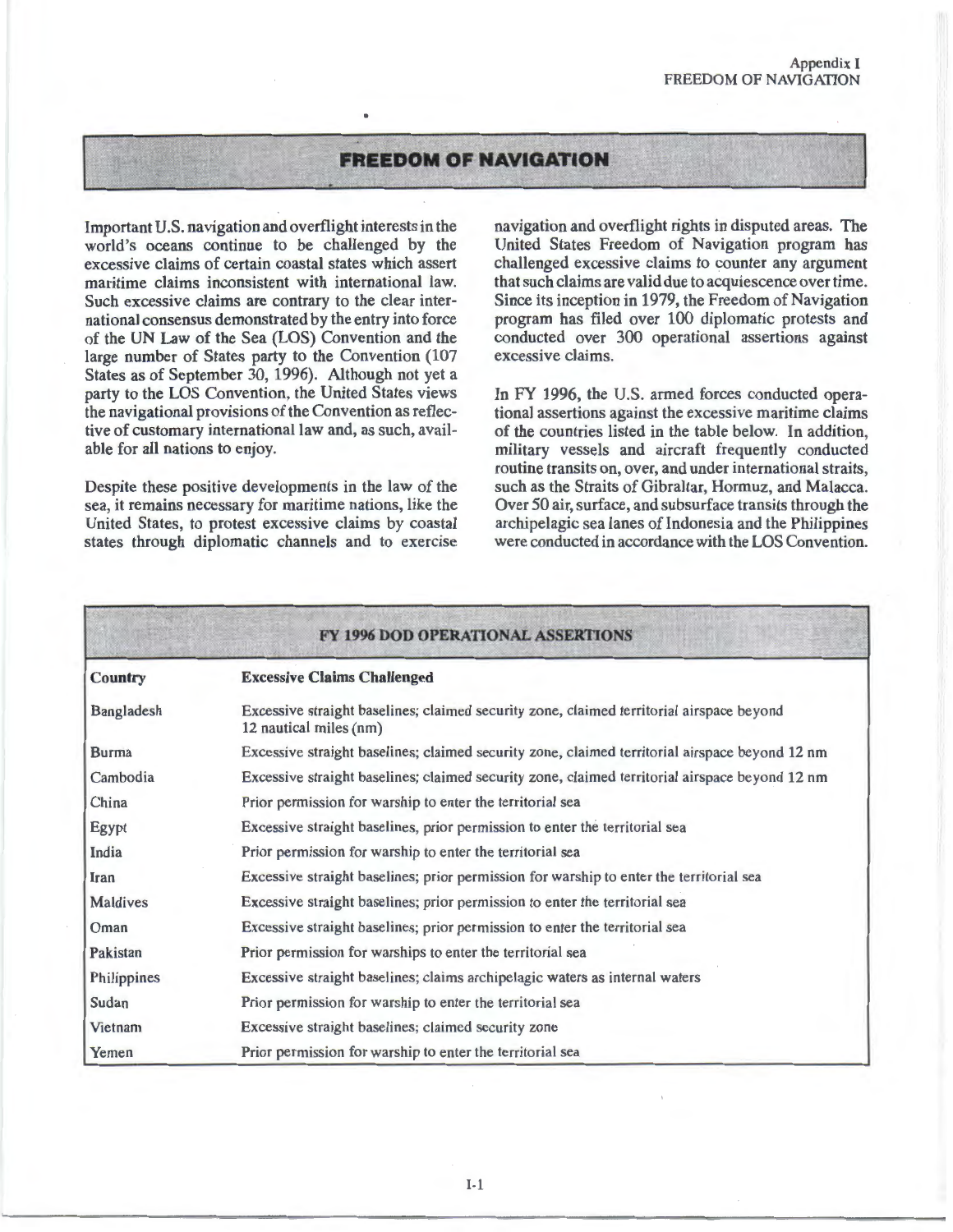## FREEDOM OF NAVIGATION

Important U.S. navigation and overflight interests in the world's oceans continue to be challenged by the excessive claims of certain coastal states which assert maritime claims inconsistent with international law. Such excessive claims are contrary to the clear international consensus demonstrated by the entry into force of the UN Law of the Sea (LOS) Convention and the large number of States party to the Convention (107 States as of September 30, 1996). Although not yet a party to the LOS Convention, the United States views the navigational provisions of the Convention as reflective of customary international law and, as such, available for all nations to enjoy.

Despite these positive developments in the law of the sea, it remains necessary for maritime nations, like the United States, to protest excessive claims by coastal states through diplomatic channels and to exercise navigation and overflight rights in disputed areas. The United States Freedom of Navigation program has challenged excessive claims to counter any argument that such claims are valid due to acquiescence over time. Since its inception in 1979, the Freedom of Navigation program has filed over 100 diplomatic protests and conducted over 300 operational assertions against excessive claims.

In FY 1996, the U.S. armed forces conducted operational assertions against the excessive maritime claims of the countries listed in the table below. In addition, military vessels and aircraft frequently conducted routine transits on, over, and under international straits, such as the Straits of Gibraltar, Hormuz, and Malacca. Over 50 air, surface, and subsurface transits through the archipelagic sea lanes of Indonesia and the Philippines were conducted in accordance with the LOS Convention.

**FY 1996 DOD OPERATIONAL ASSERTIONS**

| Country | Excessive Claims Challenged |
|---|---|
| Bangladesh | Excessive straight baselines; claimed security zone, claimed territorial airspace beyond 12 nautical miles (nm) |
| Burma | Excessive straight baselines; claimed security zone, claimed territorial airspace beyond 12 nm |
| Cambodia | Excessive straight baselines; claimed security zone, claimed territorial airspace beyond 12 nm |
| China | Prior permission for warship to enter the territorial sea |
| Egypt | Excessive straight baselines, prior permission to enter the territorial sea |
| India | Prior permission for warship to enter the territorial sea |
| Iran | Excessive straight baselines; prior permission for warship to enter the territorial sea |
| Maldives | Excessive straight baselines; prior permission to enter the territorial sea |
| Oman | Excessive straight baselines; prior permission to enter the territorial sea |
| Pakistan | Prior permission for warships to enter the territorial sea |
| Philippines | Excessive straight baselines; claims archipelagic waters as internal waters |
| Sudan | Prior permission for warship to enter the territorial sea |
| Vietnam | Excessive straight baselines; claimed security zone |
| Yemen | Prior permission for warship to enter the territorial sea |